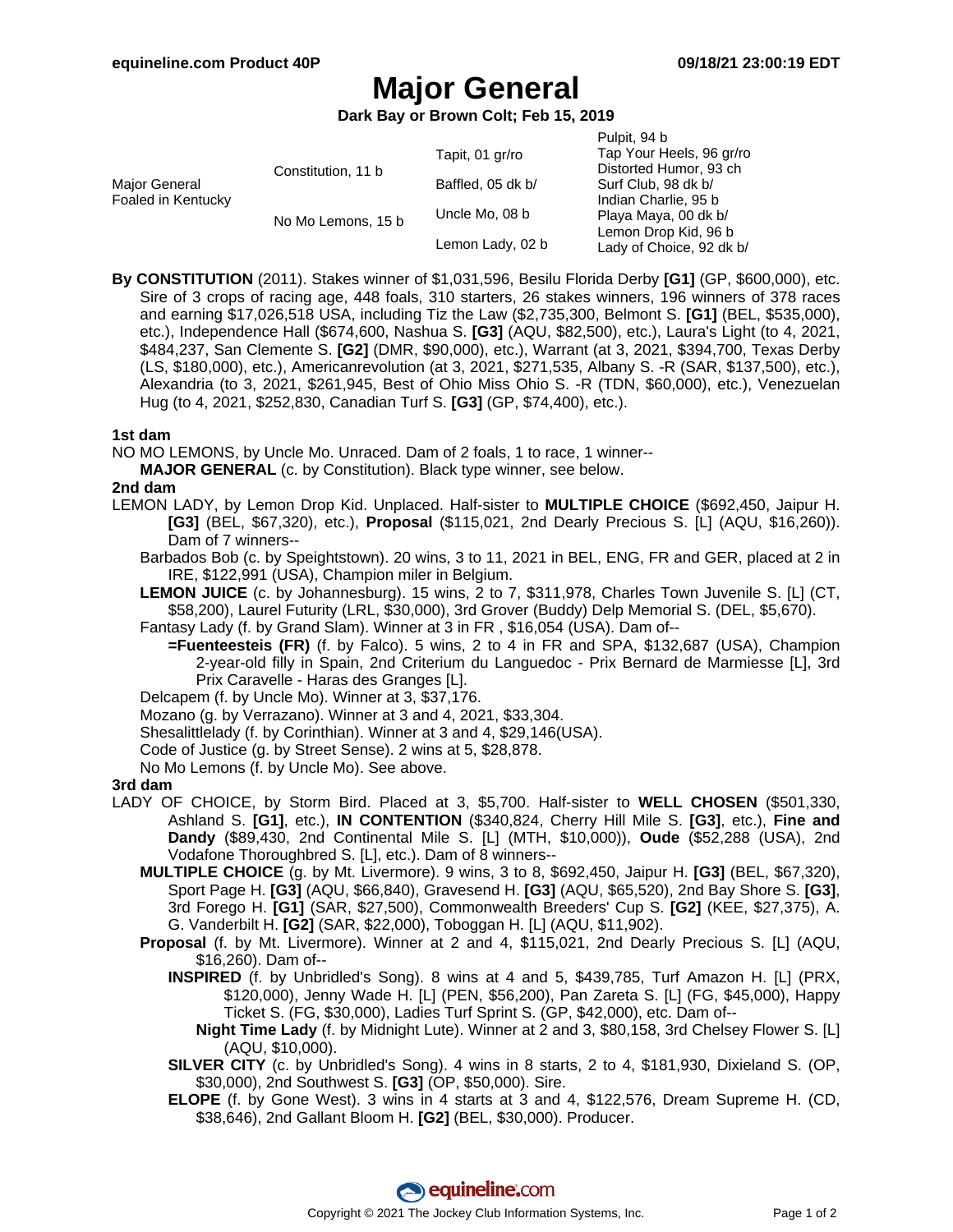# Major General

**Dark Bay or Brown Colt; Feb 15, 2019**

| | | | |
|---|---|---|---|
| Major General Foaled in Kentucky | Constitution, 11 b | Tapit, 01 gr/ro | Pulpit, 94 b |
| | | | Tap Your Heels, 96 gr/ro |
| | | Baffled, 05 dk b/ | Distorted Humor, 93 ch |
| | | | Surf Club, 98 dk b/ |
| | No Mo Lemons, 15 b | Uncle Mo, 08 b | Indian Charlie, 95 b |
| | | | Playa Maya, 00 dk b/ |
| | | Lemon Lady, 02 b | Lemon Drop Kid, 96 b |
| | | | Lady of Choice, 92 dk b/ |

**By CONSTITUTION** (2011). Stakes winner of $1,031,596, Besilu Florida Derby **[G1]** (GP, $600,000), etc. Sire of 3 crops of racing age, 448 foals, 310 starters, 26 stakes winners, 196 winners of 378 races and earning $17,026,518 USA, including Tiz the Law ($2,735,300, Belmont S. **[G1]** (BEL, $535,000), etc.), Independence Hall ($674,600, Nashua S. **[G3]** (AQU, $82,500), etc.), Laura's Light (to 4, 2021, $484,237, San Clemente S. **[G2]** (DMR, $90,000), etc.), Warrant (at 3, 2021, $394,700, Texas Derby (LS, $180,000), etc.), Americanrevolution (at 3, 2021, $271,535, Albany S. -R (SAR, $137,500), etc.), Alexandria (to 3, 2021, $261,945, Best of Ohio Miss Ohio S. -R (TDN, $60,000), etc.), Venezuelan Hug (to 4, 2021, $252,830, Canadian Turf S. **[G3]** (GP, $74,400), etc.).

**1st dam**

NO MO LEMONS, by Uncle Mo. Unraced. Dam of 2 foals, 1 to race, 1 winner--

- **MAJOR GENERAL** (c. by Constitution). Black type winner, see below.

**2nd dam**

LEMON LADY, by Lemon Drop Kid. Unplaced. Half-sister to **MULTIPLE CHOICE** ($692,450, Jaipur H. **[G3]** (BEL, $67,320), etc.), **Proposal** ($115,021, 2nd Dearly Precious S. [L] (AQU, $16,260)). Dam of 7 winners--

- Barbados Bob (c. by Speightstown). 20 wins, 3 to 11, 2021 in BEL, ENG, FR and GER, placed at 2 in IRE, $122,991 (USA), Champion miler in Belgium.
- **LEMON JUICE** (c. by Johannesburg). 15 wins, 2 to 7, $311,978, Charles Town Juvenile S. [L] (CT, $58,200), Laurel Futurity (LRL, $30,000), 3rd Grover (Buddy) Delp Memorial S. (DEL, $5,670).
- Fantasy Lady (f. by Grand Slam). Winner at 3 in FR , $16,054 (USA). Dam of--
  - **=Fuenteesteis (FR)** (f. by Falco). 5 wins, 2 to 4 in FR and SPA, $132,687 (USA), Champion 2-year-old filly in Spain, 2nd Criterium du Languedoc - Prix Bernard de Marmiesse [L], 3rd Prix Caravelle - Haras des Granges [L].
- Delcapem (f. by Uncle Mo). Winner at 3, $37,176.
- Mozano (g. by Verrazano). Winner at 3 and 4, 2021, $33,304.
- Shesalittlelady (f. by Corinthian). Winner at 3 and 4, $29,146(USA).
- Code of Justice (g. by Street Sense). 2 wins at 5, $28,878.
- No Mo Lemons (f. by Uncle Mo). See above.

**3rd dam**

LADY OF CHOICE, by Storm Bird. Placed at 3, $5,700. Half-sister to **WELL CHOSEN** ($501,330, Ashland S. **[G1]**, etc.), **IN CONTENTION** ($340,824, Cherry Hill Mile S. **[G3]**, etc.), **Fine and Dandy** ($89,430, 2nd Continental Mile S. [L] (MTH, $10,000)), **Oude** ($52,288 (USA), 2nd Vodafone Thoroughbred S. [L], etc.). Dam of 8 winners--

- **MULTIPLE CHOICE** (g. by Mt. Livermore). 9 wins, 3 to 8, $692,450, Jaipur H. **[G3]** (BEL, $67,320), Sport Page H. **[G3]** (AQU, $66,840), Gravesend H. **[G3]** (AQU, $65,520), 2nd Bay Shore S. **[G3]**, 3rd Forego H. **[G1]** (SAR, $27,500), Commonwealth Breeders' Cup S. **[G2]** (KEE, $27,375), A. G. Vanderbilt H. **[G2]** (SAR, $22,000), Toboggan H. [L] (AQU, $11,902).
- **Proposal** (f. by Mt. Livermore). Winner at 2 and 4, $115,021, 2nd Dearly Precious S. [L] (AQU, $16,260). Dam of--
  - **INSPIRED** (f. by Unbridled's Song). 8 wins at 4 and 5, $439,785, Turf Amazon H. [L] (PRX, $120,000), Jenny Wade H. [L] (PEN, $56,200), Pan Zareta S. [L] (FG, $45,000), Happy Ticket S. (FG, $30,000), Ladies Turf Sprint S. (GP, $42,000), etc. Dam of--
    - **Night Time Lady** (f. by Midnight Lute). Winner at 2 and 3, $80,158, 3rd Chelsey Flower S. [L] (AQU, $10,000).
  - **SILVER CITY** (c. by Unbridled's Song). 4 wins in 8 starts, 2 to 4, $181,930, Dixieland S. (OP, $30,000), 2nd Southwest S. **[G3]** (OP, $50,000). Sire.
  - **ELOPE** (f. by Gone West). 3 wins in 4 starts at 3 and 4, $122,576, Dream Supreme H. (CD, $38,646), 2nd Gallant Bloom H. **[G2]** (BEL, $30,000). Producer.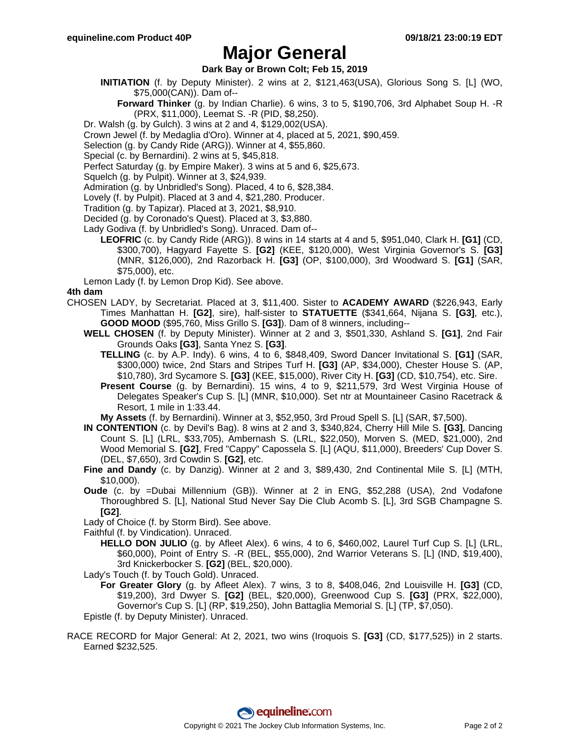# Major General

**Dark Bay or Brown Colt; Feb 15, 2019**

**INITIATION** (f. by Deputy Minister). 2 wins at 2, $121,463(USA), Glorious Song S. [L] (WO, $75,000(CAN)). Dam of--

**Forward Thinker** (g. by Indian Charlie). 6 wins, 3 to 5, $190,706, 3rd Alphabet Soup H. -R (PRX, $11,000), Leemat S. -R (PID, $8,250).

Dr. Walsh (g. by Gulch). 3 wins at 2 and 4, $129,002(USA).

Crown Jewel (f. by Medaglia d'Oro). Winner at 4, placed at 5, 2021, $90,459.

Selection (g. by Candy Ride (ARG)). Winner at 4, $55,860.

Special (c. by Bernardini). 2 wins at 5, $45,818.

Perfect Saturday (g. by Empire Maker). 3 wins at 5 and 6, $25,673.

Squelch (g. by Pulpit). Winner at 3, $24,939.

Admiration (g. by Unbridled's Song). Placed, 4 to 6, $28,384.

Lovely (f. by Pulpit). Placed at 3 and 4, $21,280. Producer.

Tradition (g. by Tapizar). Placed at 3, 2021, $8,910.

Decided (g. by Coronado's Quest). Placed at 3, $3,880.

Lady Godiva (f. by Unbridled's Song). Unraced. Dam of--

**LEOFRIC** (c. by Candy Ride (ARG)). 8 wins in 14 starts at 4 and 5, $951,040, Clark H. **[G1]** (CD, $300,700), Hagyard Fayette S. **[G2]** (KEE, $120,000), West Virginia Governor's S. **[G3]** (MNR, $126,000), 2nd Razorback H. **[G3]** (OP, $100,000), 3rd Woodward S. **[G1]** (SAR, $75,000), etc.

Lemon Lady (f. by Lemon Drop Kid). See above.

**4th dam**

CHOSEN LADY, by Secretariat. Placed at 3, $11,400. Sister to **ACADEMY AWARD** ($226,943, Early Times Manhattan H. **[G2]**, sire), half-sister to **STATUETTE** ($341,664, Nijana S. **[G3]**, etc.), **GOOD MOOD** ($95,760, Miss Grillo S. **[G3]**). Dam of 8 winners, including--

**WELL CHOSEN** (f. by Deputy Minister). Winner at 2 and 3, $501,330, Ashland S. **[G1]**, 2nd Fair Grounds Oaks **[G3]**, Santa Ynez S. **[G3]**.

**TELLING** (c. by A.P. Indy). 6 wins, 4 to 6, $848,409, Sword Dancer Invitational S. **[G1]** (SAR, $300,000) twice, 2nd Stars and Stripes Turf H. **[G3]** (AP, $34,000), Chester House S. (AP, $10,780), 3rd Sycamore S. **[G3]** (KEE, $15,000), River City H. **[G3]** (CD, $10,754), etc. Sire.

**Present Course** (g. by Bernardini). 15 wins, 4 to 9, $211,579, 3rd West Virginia House of Delegates Speaker's Cup S. [L] (MNR, $10,000). Set ntr at Mountaineer Casino Racetrack & Resort, 1 mile in 1:33.44.

**My Assets** (f. by Bernardini). Winner at 3, $52,950, 3rd Proud Spell S. [L] (SAR, $7,500).

**IN CONTENTION** (c. by Devil's Bag). 8 wins at 2 and 3, $340,824, Cherry Hill Mile S. **[G3]**, Dancing Count S. [L] (LRL, $33,705), Ambernash S. (LRL, $22,050), Morven S. (MED, $21,000), 2nd Wood Memorial S. **[G2]**, Fred "Cappy" Capossela S. [L] (AQU, $11,000), Breeders' Cup Dover S. (DEL, $7,650), 3rd Cowdin S. **[G2]**, etc.

**Fine and Dandy** (c. by Danzig). Winner at 2 and 3, $89,430, 2nd Continental Mile S. [L] (MTH, $10,000).

**Oude** (c. by =Dubai Millennium (GB)). Winner at 2 in ENG, $52,288 (USA), 2nd Vodafone Thoroughbred S. [L], National Stud Never Say Die Club Acomb S. [L], 3rd SGB Champagne S. **[G2]**.

Lady of Choice (f. by Storm Bird). See above.

Faithful (f. by Vindication). Unraced.

**HELLO DON JULIO** (g. by Afleet Alex). 6 wins, 4 to 6, $460,002, Laurel Turf Cup S. [L] (LRL, $60,000), Point of Entry S. -R (BEL, $55,000), 2nd Warrior Veterans S. [L] (IND, $19,400), 3rd Knickerbocker S. **[G2]** (BEL, $20,000).

Lady's Touch (f. by Touch Gold). Unraced.

**For Greater Glory** (g. by Afleet Alex). 7 wins, 3 to 8, $408,046, 2nd Louisville H. **[G3]** (CD, $19,200), 3rd Dwyer S. **[G2]** (BEL, $20,000), Greenwood Cup S. **[G3]** (PRX, $22,000), Governor's Cup S. [L] (RP, $19,250), John Battaglia Memorial S. [L] (TP, $7,050).

Epistle (f. by Deputy Minister). Unraced.

RACE RECORD for Major General: At 2, 2021, two wins (Iroquois S. **[G3]** (CD, $177,525)) in 2 starts. Earned $232,525.